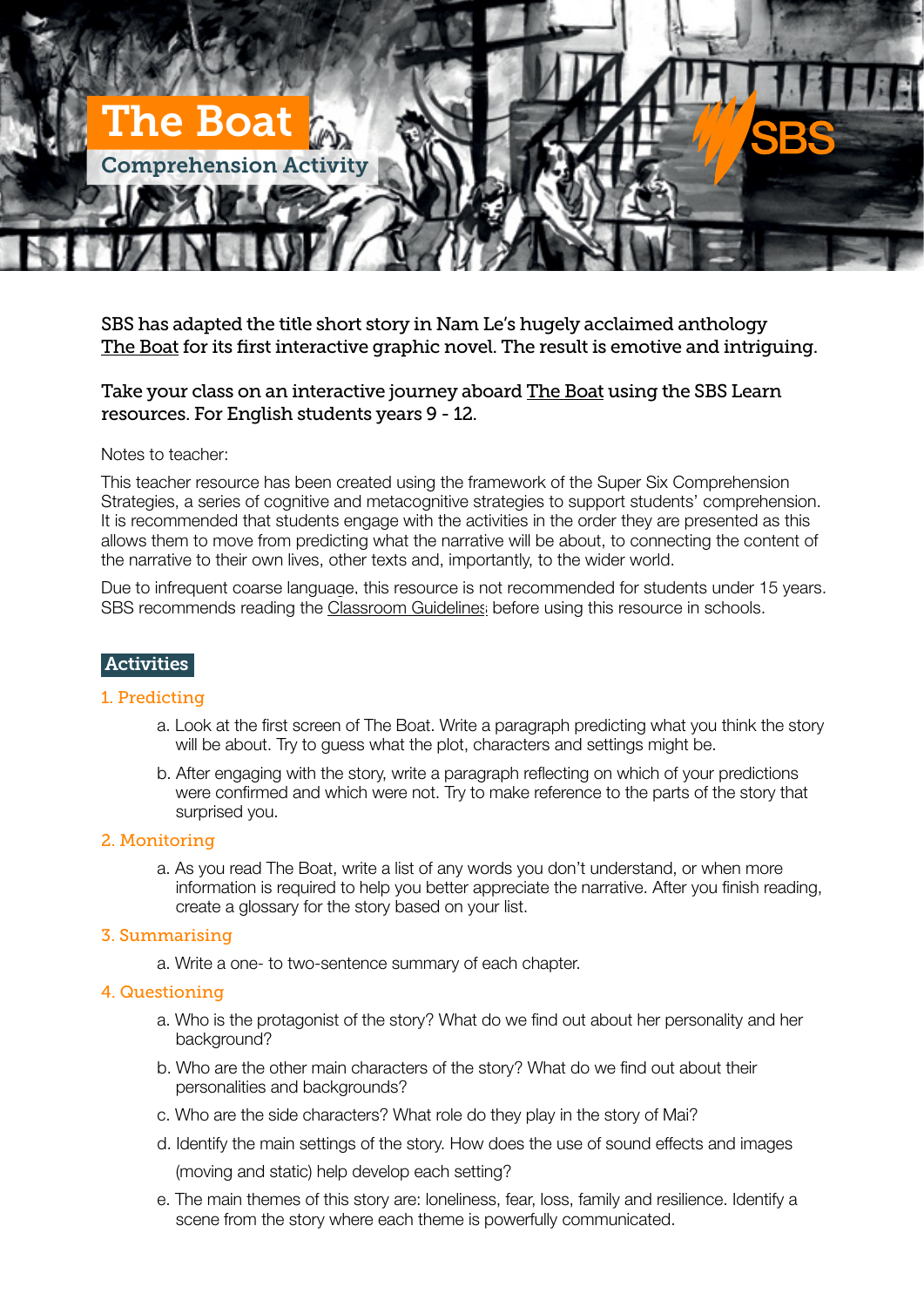# The Boat

## Comprehension Activity

SBS

SBS has adapted the title short story in Nam Le's hugely acclaimed anthology The Boat for its first interactive graphic novel. The result is emotive and intriguing.

Take your class on an interactive journey aboard The Boat using the SBS Learn resources. For English students years 9 - 12.

Notes to teacher:

This teacher resource has been created using the framework of the Super Six Comprehension Strategies, a series of cognitive and metacognitive strategies to support students' comprehension. It is recommended that students engage with the activities in the order they are presented as this allows them to move from predicting what the narrative will be about, to connecting the content of the narrative to their own lives, other texts and, importantly, to the wider world.

Due to infrequent coarse language, this resource is not recommended for students under 15 years. SBS recommends reading the Classroom Guidelines before using this resource in schools.

## Activities

### 1. Predicting

a. Look at the first screen of The Boat. Write a paragraph predicting what you think the story will be about. Try to guess what the plot, characters and settings might be.

b. After engaging with the story, write a paragraph reflecting on which of your predictions were confirmed and which were not. Try to make reference to the parts of the story that surprised you.

### 2. Monitoring

a. As you read The Boat, write a list of any words you don't understand, or when more information is required to help you better appreciate the narrative. After you finish reading, create a glossary for the story based on your list.

### 3. Summarising

a. Write a one- to two-sentence summary of each chapter.

### 4. Questioning

a. Who is the protagonist of the story? What do we find out about her personality and her background?

b. Who are the other main characters of the story? What do we find out about their personalities and backgrounds?

c. Who are the side characters? What role do they play in the story of Mai?

d. Identify the main settings of the story. How does the use of sound effects and images (moving and static) help develop each setting?

e. The main themes of this story are: loneliness, fear, loss, family and resilience. Identify a scene from the story where each theme is powerfully communicated.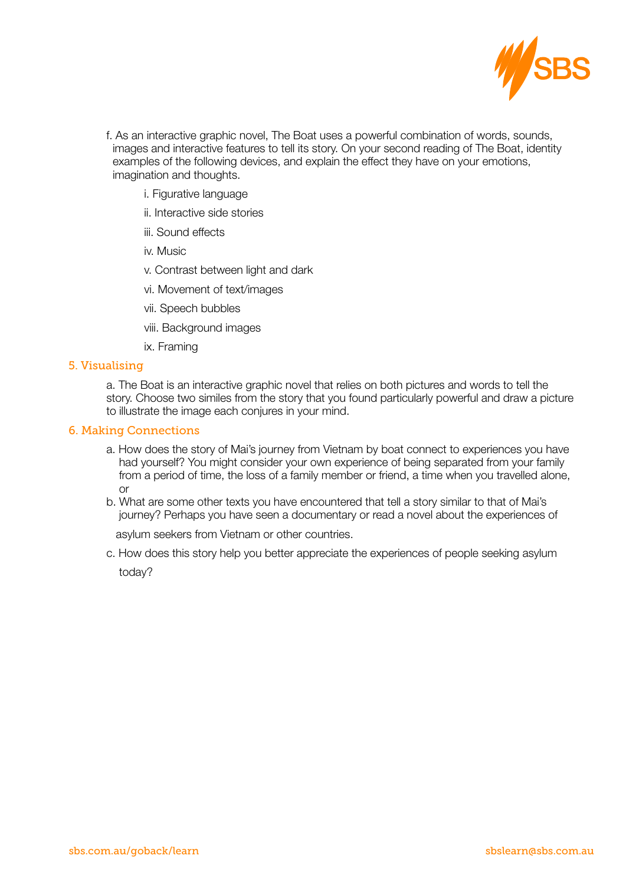f. As an interactive graphic novel, The Boat uses a powerful combination of words, sounds, images and interactive features to tell its story. On your second reading of The Boat, identity examples of the following devices, and explain the effect they have on your emotions, imagination and thoughts.

i. Figurative language

ii. Interactive side stories

iii. Sound effects

iv. Music

v. Contrast between light and dark

vi. Movement of text/images

vii. Speech bubbles

viii. Background images

ix. Framing

## 5. Visualising

a. The Boat is an interactive graphic novel that relies on both pictures and words to tell the story. Choose two similes from the story that you found particularly powerful and draw a picture to illustrate the image each conjures in your mind.

## 6. Making Connections

a. How does the story of Mai's journey from Vietnam by boat connect to experiences you have had yourself? You might consider your own experience of being separated from your family from a period of time, the loss of a family member or friend, a time when you travelled alone, or

b. What are some other texts you have encountered that tell a story similar to that of Mai's journey? Perhaps you have seen a documentary or read a novel about the experiences of asylum seekers from Vietnam or other countries.

c. How does this story help you better appreciate the experiences of people seeking asylum today?